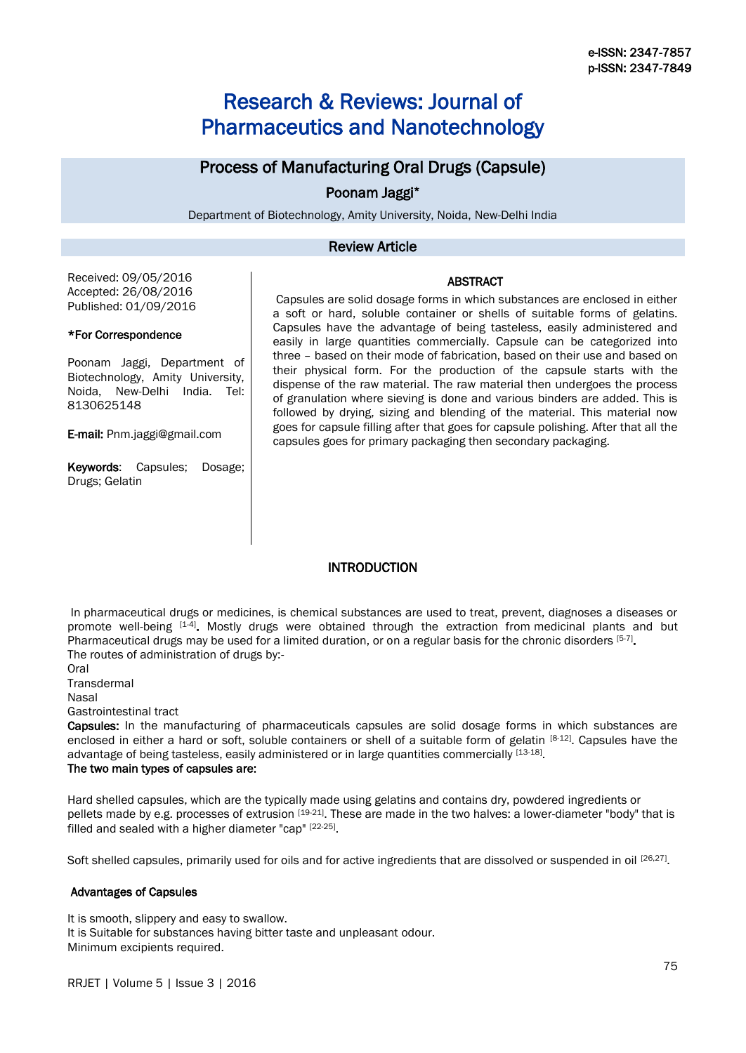e-ISSN: 2347-7857
p-ISSN: 2347-7849

# Research & Reviews: Journal of Pharmaceutics and Nanotechnology

## Process of Manufacturing Oral Drugs (Capsule)

**Poonam Jaggi***

Department of Biotechnology, Amity University, Noida, New-Delhi India

**Review Article**

Received: 09/05/2016
Accepted: 26/08/2016
Published: 01/09/2016

**\*For Correspondence**

Poonam Jaggi, Department of Biotechnology, Amity University, Noida, New-Delhi India. Tel: 8130625148

**E-mail:** Pnm.jaggi@gmail.com

**Keywords**: Capsules; Dosage; Drugs; Gelatin

### ABSTRACT

Capsules are solid dosage forms in which substances are enclosed in either a soft or hard, soluble container or shells of suitable forms of gelatins. Capsules have the advantage of being tasteless, easily administered and easily in large quantities commercially. Capsule can be categorized into three – based on their mode of fabrication, based on their use and based on their physical form. For the production of the capsule starts with the dispense of the raw material. The raw material then undergoes the process of granulation where sieving is done and various binders are added. This is followed by drying, sizing and blending of the material. This material now goes for capsule filling after that goes for capsule polishing. After that all the capsules goes for primary packaging then secondary packaging.

### INTRODUCTION

In pharmaceutical drugs or medicines, is chemical substances are used to treat, prevent, diagnoses a diseases or promote well-being [1-4]**.** Mostly drugs were obtained through the extraction from medicinal plants and but Pharmaceutical drugs may be used for a limited duration, or on a regular basis for the chronic disorders [5-7]**.**

The routes of administration of drugs by:-

Oral
Transdermal
Nasal
Gastrointestinal tract

**Capsules:** In the manufacturing of pharmaceuticals capsules are solid dosage forms in which substances are enclosed in either a hard or soft, soluble containers or shell of a suitable form of gelatin [8-12]. Capsules have the advantage of being tasteless, easily administered or in large quantities commercially [13-18].

**The two main types of capsules are:**

Hard shelled capsules, which are the typically made using gelatins and contains dry, powdered ingredients or pellets made by e.g. processes of extrusion [19-21]. These are made in the two halves: a lower-diameter "body" that is filled and sealed with a higher diameter "cap" [22-25].

Soft shelled capsules, primarily used for oils and for active ingredients that are dissolved or suspended in oil [26,27].

#### Advantages of Capsules

It is smooth, slippery and easy to swallow.
It is Suitable for substances having bitter taste and unpleasant odour.
Minimum excipients required.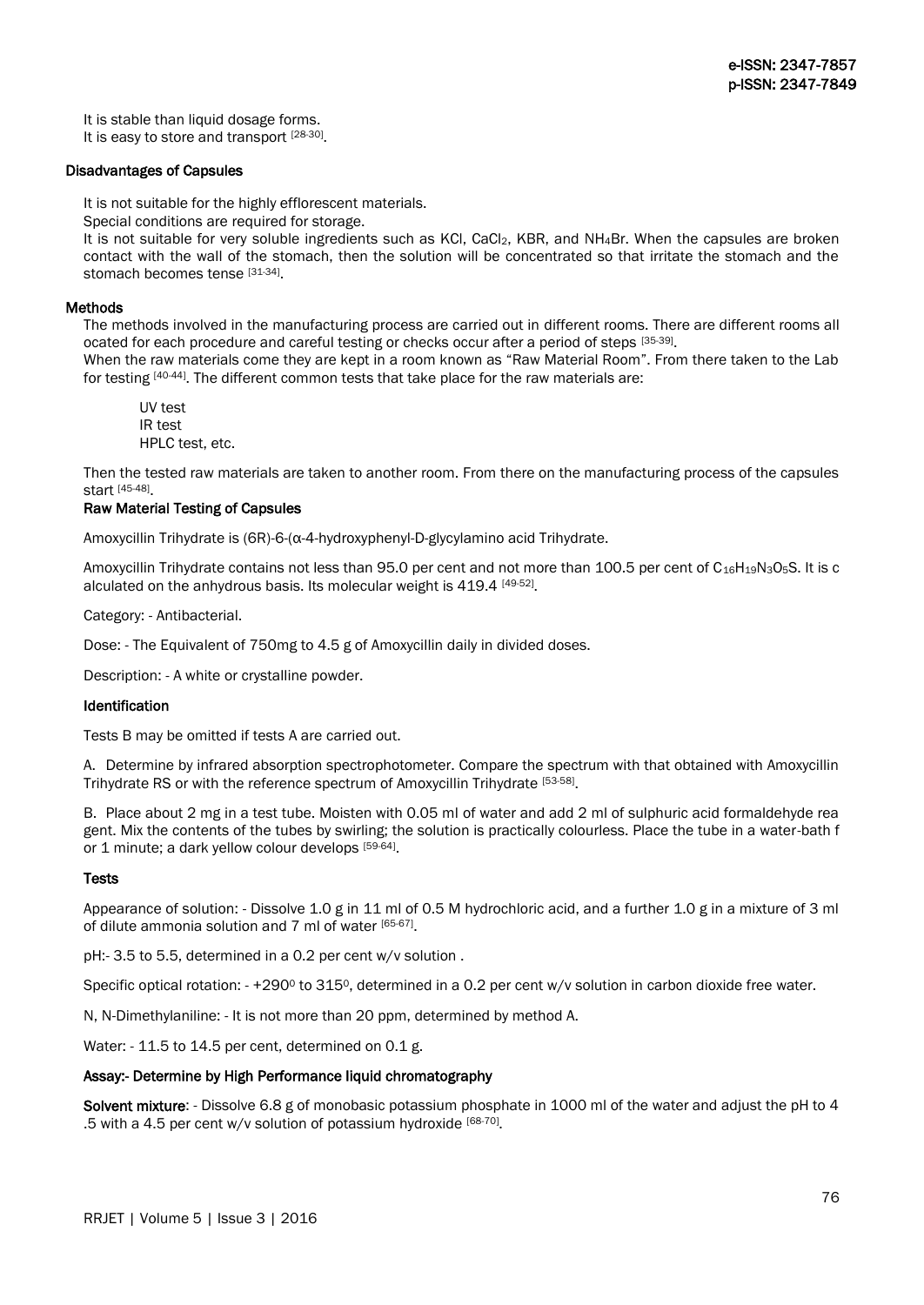It is stable than liquid dosage forms.
It is easy to store and transport [28-30].

### Disadvantages of Capsules

It is not suitable for the highly efflorescent materials.
Special conditions are required for storage.
It is not suitable for very soluble ingredients such as KCl, $CaCl_2$, KBR, and $NH_4Br$. When the capsules are broken contact with the wall of the stomach, then the solution will be concentrated so that irritate the stomach and the stomach becomes tense [31-34].

### Methods

The methods involved in the manufacturing process are carried out in different rooms. There are different rooms all ocated for each procedure and careful testing or checks occur after a period of steps [35-39].
When the raw materials come they are kept in a room known as "Raw Material Room". From there taken to the Lab for testing [40-44]. The different common tests that take place for the raw materials are:

UV test
IR test
HPLC test, etc.

Then the tested raw materials are taken to another room. From there on the manufacturing process of the capsules start [45-48].

### Raw Material Testing of Capsules

Amoxycillin Trihydrate is (6R)-6-(α-4-hydroxyphenyl-D-glycylamino acid Trihydrate.

Amoxycillin Trihydrate contains not less than 95.0 per cent and not more than 100.5 per cent of $C_{16}H_{19}N_3O_5S$. It is c alculated on the anhydrous basis. Its molecular weight is 419.4 [49-52].

Category: - Antibacterial.

Dose: - The Equivalent of 750mg to 4.5 g of Amoxycillin daily in divided doses.

Description: - A white or crystalline powder.

### Identification

Tests B may be omitted if tests A are carried out.

A. Determine by infrared absorption spectrophotometer. Compare the spectrum with that obtained with Amoxycillin Trihydrate RS or with the reference spectrum of Amoxycillin Trihydrate [53-58].

B. Place about 2 mg in a test tube. Moisten with 0.05 ml of water and add 2 ml of sulphuric acid formaldehyde rea gent. Mix the contents of the tubes by swirling; the solution is practically colourless. Place the tube in a water-bath f or 1 minute; a dark yellow colour develops [59-64].

### Tests

Appearance of solution: - Dissolve 1.0 g in 11 ml of 0.5 M hydrochloric acid, and a further 1.0 g in a mixture of 3 ml of dilute ammonia solution and 7 ml of water [65-67].

pH:- 3.5 to 5.5, determined in a 0.2 per cent w/v solution .

Specific optical rotation: - $+290^0$ to $315^0$, determined in a 0.2 per cent w/v solution in carbon dioxide free water.

N, N-Dimethylaniline: - It is not more than 20 ppm, determined by method A.

Water: - 11.5 to 14.5 per cent, determined on 0.1 g.

### Assay:- Determine by High Performance liquid chromatography

**Solvent mixture**: - Dissolve 6.8 g of monobasic potassium phosphate in 1000 ml of the water and adjust the pH to 4 .5 with a 4.5 per cent w/v solution of potassium hydroxide [68-70].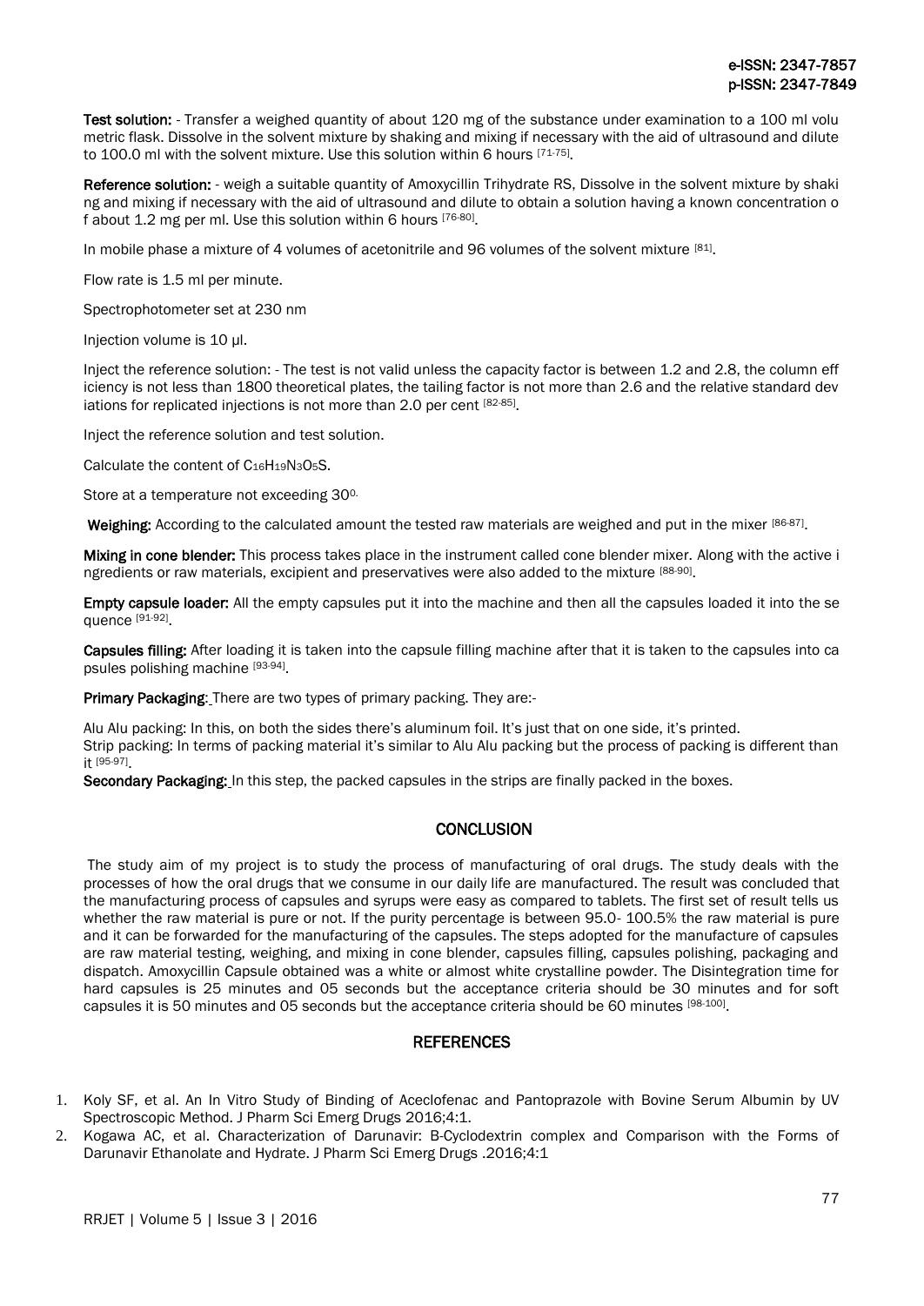**Test solution:** - Transfer a weighed quantity of about 120 mg of the substance under examination to a 100 ml volumetric flask. Dissolve in the solvent mixture by shaking and mixing if necessary with the aid of ultrasound and dilute to 100.0 ml with the solvent mixture. Use this solution within 6 hours [71-75].

**Reference solution:** - weigh a suitable quantity of Amoxycillin Trihydrate RS, Dissolve in the solvent mixture by shaking and mixing if necessary with the aid of ultrasound and dilute to obtain a solution having a known concentration of about 1.2 mg per ml. Use this solution within 6 hours [76-80].

In mobile phase a mixture of 4 volumes of acetonitrile and 96 volumes of the solvent mixture [81].

Flow rate is 1.5 ml per minute.

Spectrophotometer set at 230 nm

Injection volume is 10 µl.

Inject the reference solution: - The test is not valid unless the capacity factor is between 1.2 and 2.8, the column efficiency is not less than 1800 theoretical plates, the tailing factor is not more than 2.6 and the relative standard deviations for replicated injections is not more than 2.0 per cent [82-85].

Inject the reference solution and test solution.

Calculate the content of $C_{16}H_{19}N_3O_5S$.

Store at a temperature not exceeding $30^{0.}$

**Weighing:** According to the calculated amount the tested raw materials are weighed and put in the mixer [86-87].

**Mixing in cone blender:** This process takes place in the instrument called cone blender mixer. Along with the active ingredients or raw materials, excipient and preservatives were also added to the mixture [88-90].

**Empty capsule loader:** All the empty capsules put it into the machine and then all the capsules loaded it into the sequence [91-92].

**Capsules filling:** After loading it is taken into the capsule filling machine after that it is taken to the capsules into capsules polishing machine [93-94].

**Primary Packaging:** There are two types of primary packing. They are:-

Alu Alu packing: In this, on both the sides there's aluminum foil. It's just that on one side, it's printed.
Strip packing: In terms of packing material it's similar to Alu Alu packing but the process of packing is different than it [95-97].

**Secondary Packaging:** In this step, the packed capsules in the strips are finally packed in the boxes.

## CONCLUSION

The study aim of my project is to study the process of manufacturing of oral drugs. The study deals with the processes of how the oral drugs that we consume in our daily life are manufactured. The result was concluded that the manufacturing process of capsules and syrups were easy as compared to tablets. The first set of result tells us whether the raw material is pure or not. If the purity percentage is between 95.0- 100.5% the raw material is pure and it can be forwarded for the manufacturing of the capsules. The steps adopted for the manufacture of capsules are raw material testing, weighing, and mixing in cone blender, capsules filling, capsules polishing, packaging and dispatch. Amoxycillin Capsule obtained was a white or almost white crystalline powder. The Disintegration time for hard capsules is 25 minutes and 05 seconds but the acceptance criteria should be 30 minutes and for soft capsules it is 50 minutes and 05 seconds but the acceptance criteria should be 60 minutes [98-100].

## REFERENCES

1. Koly SF, et al. An In Vitro Study of Binding of Aceclofenac and Pantoprazole with Bovine Serum Albumin by UV Spectroscopic Method. J Pharm Sci Emerg Drugs 2016;4:1.
2. Kogawa AC, et al. Characterization of Darunavir: B-Cyclodextrin complex and Comparison with the Forms of Darunavir Ethanolate and Hydrate. J Pharm Sci Emerg Drugs .2016;4:1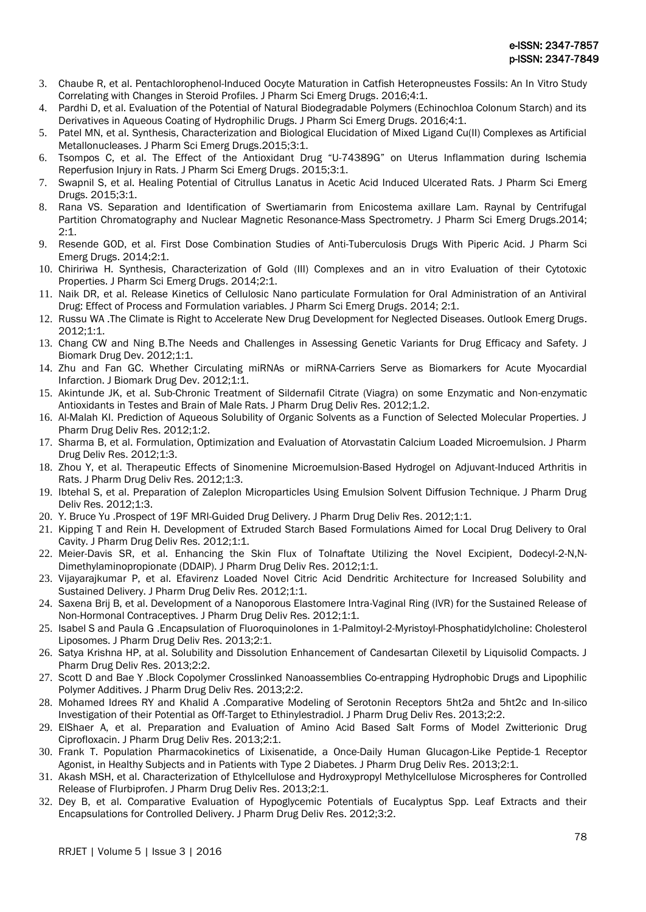3. Chaube R, et al. Pentachlorophenol-Induced Oocyte Maturation in Catfish Heteropneustes Fossils: An In Vitro Study Correlating with Changes in Steroid Profiles. J Pharm Sci Emerg Drugs. 2016;4:1.
4. Pardhi D, et al. Evaluation of the Potential of Natural Biodegradable Polymers (Echinochloa Colonum Starch) and its Derivatives in Aqueous Coating of Hydrophilic Drugs. J Pharm Sci Emerg Drugs. 2016;4:1.
5. Patel MN, et al. Synthesis, Characterization and Biological Elucidation of Mixed Ligand Cu(II) Complexes as Artificial Metallonucleases. J Pharm Sci Emerg Drugs.2015;3:1.
6. Tsompos C, et al. The Effect of the Antioxidant Drug "U-74389G" on Uterus Inflammation during Ischemia Reperfusion Injury in Rats. J Pharm Sci Emerg Drugs. 2015;3:1.
7. Swapnil S, et al. Healing Potential of Citrullus Lanatus in Acetic Acid Induced Ulcerated Rats. J Pharm Sci Emerg Drugs. 2015;3:1.
8. Rana VS. Separation and Identification of Swertiamarin from Enicostema axillare Lam. Raynal by Centrifugal Partition Chromatography and Nuclear Magnetic Resonance-Mass Spectrometry. J Pharm Sci Emerg Drugs.2014; 2:1.
9. Resende GOD, et al. First Dose Combination Studies of Anti-Tuberculosis Drugs With Piperic Acid. J Pharm Sci Emerg Drugs. 2014;2:1.
10. Chiririwa H. Synthesis, Characterization of Gold (III) Complexes and an in vitro Evaluation of their Cytotoxic Properties. J Pharm Sci Emerg Drugs. 2014;2:1.
11. Naik DR, et al. Release Kinetics of Cellulosic Nano particulate Formulation for Oral Administration of an Antiviral Drug: Effect of Process and Formulation variables. J Pharm Sci Emerg Drugs. 2014; 2:1.
12. Russu WA .The Climate is Right to Accelerate New Drug Development for Neglected Diseases. Outlook Emerg Drugs. 2012;1:1.
13. Chang CW and Ning B.The Needs and Challenges in Assessing Genetic Variants for Drug Efficacy and Safety. J Biomark Drug Dev. 2012;1:1.
14. Zhu and Fan GC. Whether Circulating miRNAs or miRNA-Carriers Serve as Biomarkers for Acute Myocardial Infarction. J Biomark Drug Dev. 2012;1:1.
15. Akintunde JK, et al. Sub-Chronic Treatment of Sildernafil Citrate (Viagra) on some Enzymatic and Non-enzymatic Antioxidants in Testes and Brain of Male Rats. J Pharm Drug Deliv Res. 2012;1.2.
16. Al-Malah KI. Prediction of Aqueous Solubility of Organic Solvents as a Function of Selected Molecular Properties. J Pharm Drug Deliv Res. 2012;1:2.
17. Sharma B, et al. Formulation, Optimization and Evaluation of Atorvastatin Calcium Loaded Microemulsion. J Pharm Drug Deliv Res. 2012;1:3.
18. Zhou Y, et al. Therapeutic Effects of Sinomenine Microemulsion-Based Hydrogel on Adjuvant-Induced Arthritis in Rats. J Pharm Drug Deliv Res. 2012;1:3.
19. Ibtehal S, et al. Preparation of Zaleplon Microparticles Using Emulsion Solvent Diffusion Technique. J Pharm Drug Deliv Res. 2012;1:3.
20. Y. Bruce Yu .Prospect of 19F MRI-Guided Drug Delivery. J Pharm Drug Deliv Res. 2012;1:1.
21. Kipping T and Rein H. Development of Extruded Starch Based Formulations Aimed for Local Drug Delivery to Oral Cavity. J Pharm Drug Deliv Res. 2012;1:1.
22. Meier-Davis SR, et al. Enhancing the Skin Flux of Tolnaftate Utilizing the Novel Excipient, Dodecyl-2-N,N-Dimethylaminopropionate (DDAIP). J Pharm Drug Deliv Res. 2012;1:1.
23. Vijayarajkumar P, et al. Efavirenz Loaded Novel Citric Acid Dendritic Architecture for Increased Solubility and Sustained Delivery. J Pharm Drug Deliv Res. 2012;1:1.
24. Saxena Brij B, et al. Development of a Nanoporous Elastomere Intra-Vaginal Ring (IVR) for the Sustained Release of Non-Hormonal Contraceptives. J Pharm Drug Deliv Res. 2012;1:1.
25. Isabel S and Paula G .Encapsulation of Fluoroquinolones in 1-Palmitoyl-2-Myristoyl-Phosphatidylcholine: Cholesterol Liposomes. J Pharm Drug Deliv Res. 2013;2:1.
26. Satya Krishna HP, at al. Solubility and Dissolution Enhancement of Candesartan Cilexetil by Liquisolid Compacts. J Pharm Drug Deliv Res. 2013;2:2.
27. Scott D and Bae Y .Block Copolymer Crosslinked Nanoassemblies Co-entrapping Hydrophobic Drugs and Lipophilic Polymer Additives. J Pharm Drug Deliv Res. 2013;2:2.
28. Mohamed Idrees RY and Khalid A .Comparative Modeling of Serotonin Receptors 5ht2a and 5ht2c and In-silico Investigation of their Potential as Off-Target to Ethinylestradiol. J Pharm Drug Deliv Res. 2013;2:2.
29. ElShaer A, et al. Preparation and Evaluation of Amino Acid Based Salt Forms of Model Zwitterionic Drug Ciprofloxacin. J Pharm Drug Deliv Res. 2013;2:1.
30. Frank T. Population Pharmacokinetics of Lixisenatide, a Once-Daily Human Glucagon-Like Peptide-1 Receptor Agonist, in Healthy Subjects and in Patients with Type 2 Diabetes. J Pharm Drug Deliv Res. 2013;2:1.
31. Akash MSH, et al. Characterization of Ethylcellulose and Hydroxypropyl Methylcellulose Microspheres for Controlled Release of Flurbiprofen. J Pharm Drug Deliv Res. 2013;2:1.
32. Dey B, et al. Comparative Evaluation of Hypoglycemic Potentials of Eucalyptus Spp. Leaf Extracts and their Encapsulations for Controlled Delivery. J Pharm Drug Deliv Res. 2012;3:2.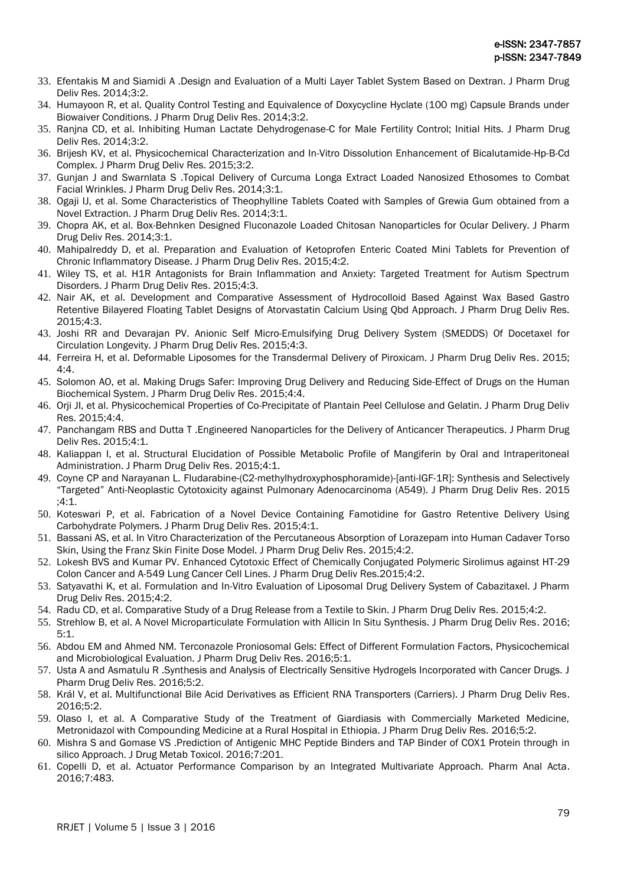33. Efentakis M and Siamidi A .Design and Evaluation of a Multi Layer Tablet System Based on Dextran. J Pharm Drug Deliv Res. 2014;3:2.
34. Humayoon R, et al. Quality Control Testing and Equivalence of Doxycycline Hyclate (100 mg) Capsule Brands under Biowaiver Conditions. J Pharm Drug Deliv Res. 2014;3:2.
35. Ranjna CD, et al. Inhibiting Human Lactate Dehydrogenase-C for Male Fertility Control; Initial Hits. J Pharm Drug Deliv Res. 2014;3:2.
36. Brijesh KV, et al. Physicochemical Characterization and In-Vitro Dissolution Enhancement of Bicalutamide-Hp-B-Cd Complex. J Pharm Drug Deliv Res. 2015;3:2.
37. Gunjan J and Swarnlata S .Topical Delivery of Curcuma Longa Extract Loaded Nanosized Ethosomes to Combat Facial Wrinkles. J Pharm Drug Deliv Res. 2014;3:1.
38. Ogaji IJ, et al. Some Characteristics of Theophylline Tablets Coated with Samples of Grewia Gum obtained from a Novel Extraction. J Pharm Drug Deliv Res. 2014;3:1.
39. Chopra AK, et al. Box-Behnken Designed Fluconazole Loaded Chitosan Nanoparticles for Ocular Delivery. J Pharm Drug Deliv Res. 2014;3:1.
40. Mahipalreddy D, et al. Preparation and Evaluation of Ketoprofen Enteric Coated Mini Tablets for Prevention of Chronic Inflammatory Disease. J Pharm Drug Deliv Res. 2015;4:2.
41. Wiley TS, et al. H1R Antagonists for Brain Inflammation and Anxiety: Targeted Treatment for Autism Spectrum Disorders. J Pharm Drug Deliv Res. 2015;4:3.
42. Nair AK, et al. Development and Comparative Assessment of Hydrocolloid Based Against Wax Based Gastro Retentive Bilayered Floating Tablet Designs of Atorvastatin Calcium Using Qbd Approach. J Pharm Drug Deliv Res. 2015;4:3.
43. Joshi RR and Devarajan PV. Anionic Self Micro-Emulsifying Drug Delivery System (SMEDDS) Of Docetaxel for Circulation Longevity. J Pharm Drug Deliv Res. 2015;4:3.
44. Ferreira H, et al. Deformable Liposomes for the Transdermal Delivery of Piroxicam. J Pharm Drug Deliv Res. 2015; 4:4.
45. Solomon AO, et al. Making Drugs Safer: Improving Drug Delivery and Reducing Side-Effect of Drugs on the Human Biochemical System. J Pharm Drug Deliv Res. 2015;4:4.
46. Orji JI, et al. Physicochemical Properties of Co-Precipitate of Plantain Peel Cellulose and Gelatin. J Pharm Drug Deliv Res. 2015;4:4.
47. Panchangam RBS and Dutta T .Engineered Nanoparticles for the Delivery of Anticancer Therapeutics. J Pharm Drug Deliv Res. 2015;4:1.
48. Kaliappan I, et al. Structural Elucidation of Possible Metabolic Profile of Mangiferin by Oral and Intraperitoneal Administration. J Pharm Drug Deliv Res. 2015;4:1.
49. Coyne CP and Narayanan L. Fludarabine-(C2-methylhydroxyphosphoramide)-[anti-IGF-1R]: Synthesis and Selectively "Targeted" Anti-Neoplastic Cytotoxicity against Pulmonary Adenocarcinoma (A549). J Pharm Drug Deliv Res. 2015 ;4:1.
50. Koteswari P, et al. Fabrication of a Novel Device Containing Famotidine for Gastro Retentive Delivery Using Carbohydrate Polymers. J Pharm Drug Deliv Res. 2015;4:1.
51. Bassani AS, et al. In Vitro Characterization of the Percutaneous Absorption of Lorazepam into Human Cadaver Torso Skin, Using the Franz Skin Finite Dose Model. J Pharm Drug Deliv Res. 2015;4:2.
52. Lokesh BVS and Kumar PV. Enhanced Cytotoxic Effect of Chemically Conjugated Polymeric Sirolimus against HT-29 Colon Cancer and A-549 Lung Cancer Cell Lines. J Pharm Drug Deliv Res.2015;4:2.
53. Satyavathi K, et al. Formulation and In-Vitro Evaluation of Liposomal Drug Delivery System of Cabazitaxel. J Pharm Drug Deliv Res. 2015;4:2.
54. Radu CD, et al. Comparative Study of a Drug Release from a Textile to Skin. J Pharm Drug Deliv Res. 2015;4:2.
55. Strehlow B, et al. A Novel Microparticulate Formulation with Allicin In Situ Synthesis. J Pharm Drug Deliv Res. 2016; 5:1.
56. Abdou EM and Ahmed NM. Terconazole Proniosomal Gels: Effect of Different Formulation Factors, Physicochemical and Microbiological Evaluation. J Pharm Drug Deliv Res. 2016;5:1.
57. Usta A and Asmatulu R .Synthesis and Analysis of Electrically Sensitive Hydrogels Incorporated with Cancer Drugs. J Pharm Drug Deliv Res. 2016;5:2.
58. Král V, et al. Multifunctional Bile Acid Derivatives as Efficient RNA Transporters (Carriers). J Pharm Drug Deliv Res. 2016;5:2.
59. Olaso I, et al. A Comparative Study of the Treatment of Giardiasis with Commercially Marketed Medicine, Metronidazol with Compounding Medicine at a Rural Hospital in Ethiopia. J Pharm Drug Deliv Res. 2016;5:2.
60. Mishra S and Gomase VS .Prediction of Antigenic MHC Peptide Binders and TAP Binder of COX1 Protein through in silico Approach. J Drug Metab Toxicol. 2016;7:201.
61. Copelli D, et al. Actuator Performance Comparison by an Integrated Multivariate Approach. Pharm Anal Acta. 2016;7:483.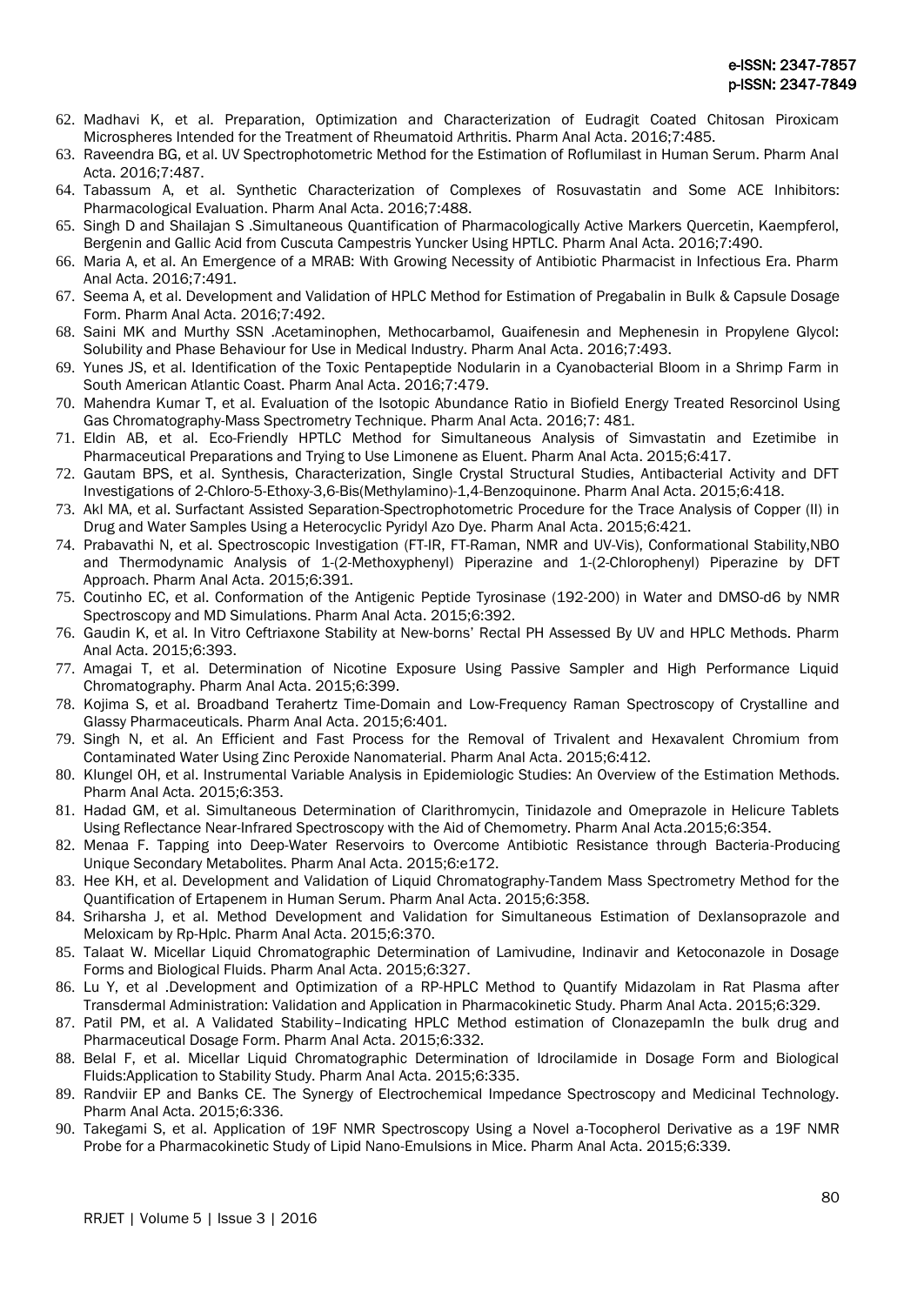62. Madhavi K, et al. Preparation, Optimization and Characterization of Eudragit Coated Chitosan Piroxicam Microspheres Intended for the Treatment of Rheumatoid Arthritis. Pharm Anal Acta. 2016;7:485.
63. Raveendra BG, et al. UV Spectrophotometric Method for the Estimation of Roflumilast in Human Serum. Pharm Anal Acta. 2016;7:487.
64. Tabassum A, et al. Synthetic Characterization of Complexes of Rosuvastatin and Some ACE Inhibitors: Pharmacological Evaluation. Pharm Anal Acta. 2016;7:488.
65. Singh D and Shailajan S .Simultaneous Quantification of Pharmacologically Active Markers Quercetin, Kaempferol, Bergenin and Gallic Acid from Cuscuta Campestris Yuncker Using HPTLC. Pharm Anal Acta. 2016;7:490.
66. Maria A, et al. An Emergence of a MRAB: With Growing Necessity of Antibiotic Pharmacist in Infectious Era. Pharm Anal Acta. 2016;7:491.
67. Seema A, et al. Development and Validation of HPLC Method for Estimation of Pregabalin in Bulk & Capsule Dosage Form. Pharm Anal Acta. 2016;7:492.
68. Saini MK and Murthy SSN .Acetaminophen, Methocarbamol, Guaifenesin and Mephenesin in Propylene Glycol: Solubility and Phase Behaviour for Use in Medical Industry. Pharm Anal Acta. 2016;7:493.
69. Yunes JS, et al. Identification of the Toxic Pentapeptide Nodularin in a Cyanobacterial Bloom in a Shrimp Farm in South American Atlantic Coast. Pharm Anal Acta. 2016;7:479.
70. Mahendra Kumar T, et al. Evaluation of the Isotopic Abundance Ratio in Biofield Energy Treated Resorcinol Using Gas Chromatography-Mass Spectrometry Technique. Pharm Anal Acta. 2016;7: 481.
71. Eldin AB, et al. Eco-Friendly HPTLC Method for Simultaneous Analysis of Simvastatin and Ezetimibe in Pharmaceutical Preparations and Trying to Use Limonene as Eluent. Pharm Anal Acta. 2015;6:417.
72. Gautam BPS, et al. Synthesis, Characterization, Single Crystal Structural Studies, Antibacterial Activity and DFT Investigations of 2-Chloro-5-Ethoxy-3,6-Bis(Methylamino)-1,4-Benzoquinone. Pharm Anal Acta. 2015;6:418.
73. Akl MA, et al. Surfactant Assisted Separation-Spectrophotometric Procedure for the Trace Analysis of Copper (II) in Drug and Water Samples Using a Heterocyclic Pyridyl Azo Dye. Pharm Anal Acta. 2015;6:421.
74. Prabavathi N, et al. Spectroscopic Investigation (FT-IR, FT-Raman, NMR and UV-Vis), Conformational Stability,NBO and Thermodynamic Analysis of 1-(2-Methoxyphenyl) Piperazine and 1-(2-Chlorophenyl) Piperazine by DFT Approach. Pharm Anal Acta. 2015;6:391.
75. Coutinho EC, et al. Conformation of the Antigenic Peptide Tyrosinase (192-200) in Water and DMSO-d6 by NMR Spectroscopy and MD Simulations. Pharm Anal Acta. 2015;6:392.
76. Gaudin K, et al. In Vitro Ceftriaxone Stability at New-borns' Rectal PH Assessed By UV and HPLC Methods. Pharm Anal Acta. 2015;6:393.
77. Amagai T, et al. Determination of Nicotine Exposure Using Passive Sampler and High Performance Liquid Chromatography. Pharm Anal Acta. 2015;6:399.
78. Kojima S, et al. Broadband Terahertz Time-Domain and Low-Frequency Raman Spectroscopy of Crystalline and Glassy Pharmaceuticals. Pharm Anal Acta. 2015;6:401.
79. Singh N, et al. An Efficient and Fast Process for the Removal of Trivalent and Hexavalent Chromium from Contaminated Water Using Zinc Peroxide Nanomaterial. Pharm Anal Acta. 2015;6:412.
80. Klungel OH, et al. Instrumental Variable Analysis in Epidemiologic Studies: An Overview of the Estimation Methods. Pharm Anal Acta. 2015;6:353.
81. Hadad GM, et al. Simultaneous Determination of Clarithromycin, Tinidazole and Omeprazole in Helicure Tablets Using Reflectance Near-Infrared Spectroscopy with the Aid of Chemometry. Pharm Anal Acta.2015;6:354.
82. Menaa F. Tapping into Deep-Water Reservoirs to Overcome Antibiotic Resistance through Bacteria-Producing Unique Secondary Metabolites. Pharm Anal Acta. 2015;6:e172.
83. Hee KH, et al. Development and Validation of Liquid Chromatography-Tandem Mass Spectrometry Method for the Quantification of Ertapenem in Human Serum. Pharm Anal Acta. 2015;6:358.
84. Sriharsha J, et al. Method Development and Validation for Simultaneous Estimation of Dexlansoprazole and Meloxicam by Rp-Hplc. Pharm Anal Acta. 2015;6:370.
85. Talaat W. Micellar Liquid Chromatographic Determination of Lamivudine, Indinavir and Ketoconazole in Dosage Forms and Biological Fluids. Pharm Anal Acta. 2015;6:327.
86. Lu Y, et al .Development and Optimization of a RP-HPLC Method to Quantify Midazolam in Rat Plasma after Transdermal Administration: Validation and Application in Pharmacokinetic Study. Pharm Anal Acta. 2015;6:329.
87. Patil PM, et al. A Validated Stability–Indicating HPLC Method estimation of ClonazepamIn the bulk drug and Pharmaceutical Dosage Form. Pharm Anal Acta. 2015;6:332.
88. Belal F, et al. Micellar Liquid Chromatographic Determination of Idrocilamide in Dosage Form and Biological Fluids:Application to Stability Study. Pharm Anal Acta. 2015;6:335.
89. Randviir EP and Banks CE. The Synergy of Electrochemical Impedance Spectroscopy and Medicinal Technology. Pharm Anal Acta. 2015;6:336.
90. Takegami S, et al. Application of 19F NMR Spectroscopy Using a Novel a-Tocopherol Derivative as a 19F NMR Probe for a Pharmacokinetic Study of Lipid Nano-Emulsions in Mice. Pharm Anal Acta. 2015;6:339.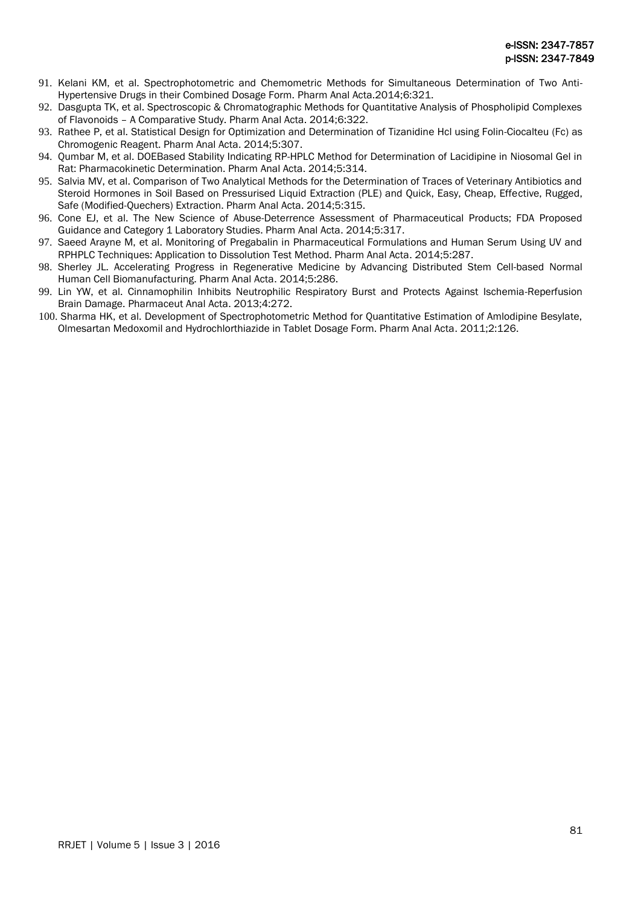91. Kelani KM, et al. Spectrophotometric and Chemometric Methods for Simultaneous Determination of Two Anti-Hypertensive Drugs in their Combined Dosage Form. Pharm Anal Acta.2014;6:321.
92. Dasgupta TK, et al. Spectroscopic & Chromatographic Methods for Quantitative Analysis of Phospholipid Complexes of Flavonoids – A Comparative Study. Pharm Anal Acta. 2014;6:322.
93. Rathee P, et al. Statistical Design for Optimization and Determination of Tizanidine Hcl using Folin-Ciocalteu (Fc) as Chromogenic Reagent. Pharm Anal Acta. 2014;5:307.
94. Qumbar M, et al. DOEBased Stability Indicating RP-HPLC Method for Determination of Lacidipine in Niosomal Gel in Rat: Pharmacokinetic Determination. Pharm Anal Acta. 2014;5:314.
95. Salvia MV, et al. Comparison of Two Analytical Methods for the Determination of Traces of Veterinary Antibiotics and Steroid Hormones in Soil Based on Pressurised Liquid Extraction (PLE) and Quick, Easy, Cheap, Effective, Rugged, Safe (Modified-Quechers) Extraction. Pharm Anal Acta. 2014;5:315.
96. Cone EJ, et al. The New Science of Abuse-Deterrence Assessment of Pharmaceutical Products; FDA Proposed Guidance and Category 1 Laboratory Studies. Pharm Anal Acta. 2014;5:317.
97. Saeed Arayne M, et al. Monitoring of Pregabalin in Pharmaceutical Formulations and Human Serum Using UV and RPHPLC Techniques: Application to Dissolution Test Method. Pharm Anal Acta. 2014;5:287.
98. Sherley JL. Accelerating Progress in Regenerative Medicine by Advancing Distributed Stem Cell-based Normal Human Cell Biomanufacturing. Pharm Anal Acta. 2014;5:286.
99. Lin YW, et al. Cinnamophilin Inhibits Neutrophilic Respiratory Burst and Protects Against Ischemia-Reperfusion Brain Damage. Pharmaceut Anal Acta. 2013;4:272.
100. Sharma HK, et al. Development of Spectrophotometric Method for Quantitative Estimation of Amlodipine Besylate, Olmesartan Medoxomil and Hydrochlorthiazide in Tablet Dosage Form. Pharm Anal Acta. 2011;2:126.